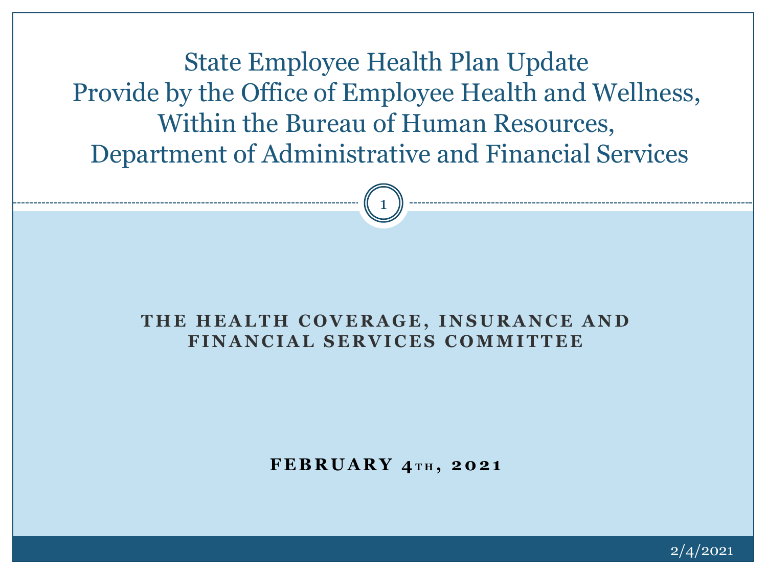# State Employee Health Plan Update
# Provide by the Office of Employee Health and Wellness, Within the Bureau of Human Resources, Department of Administrative and Financial Services

**THE HEALTH COVERAGE, INSURANCE AND FINANCIAL SERVICES COMMITTEE**

**FEBRUARY 4TH, 2021**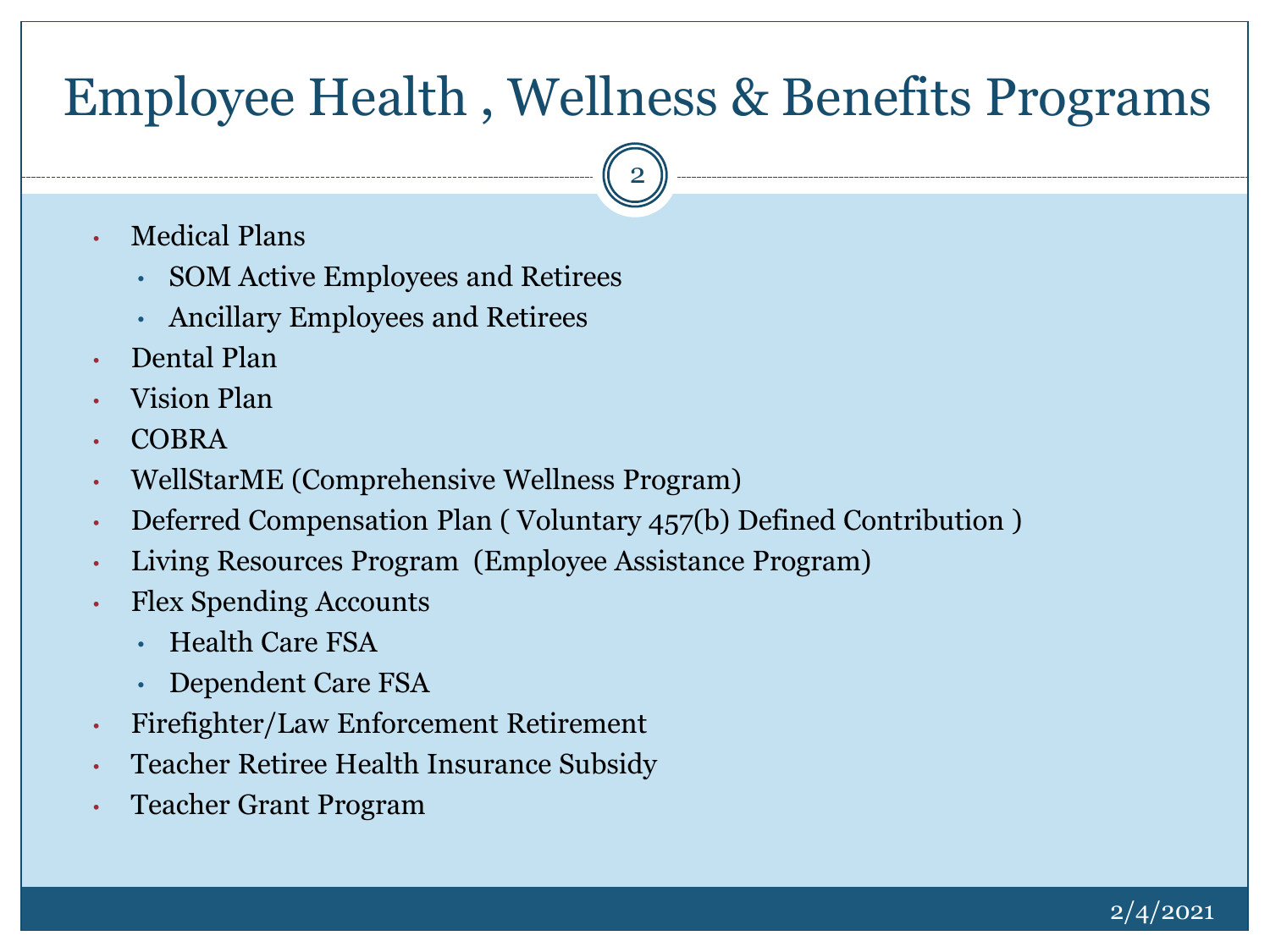# Employee Health , Wellness & Benefits Programs

- Medical Plans
  - SOM Active Employees and Retirees
  - Ancillary Employees and Retirees
- Dental Plan
- Vision Plan
- COBRA
- WellStarME (Comprehensive Wellness Program)
- Deferred Compensation Plan ( Voluntary 457(b) Defined Contribution )
- Living Resources Program (Employee Assistance Program)
- Flex Spending Accounts
  - Health Care FSA
  - Dependent Care FSA
- Firefighter/Law Enforcement Retirement
- Teacher Retiree Health Insurance Subsidy
- Teacher Grant Program

2/4/2021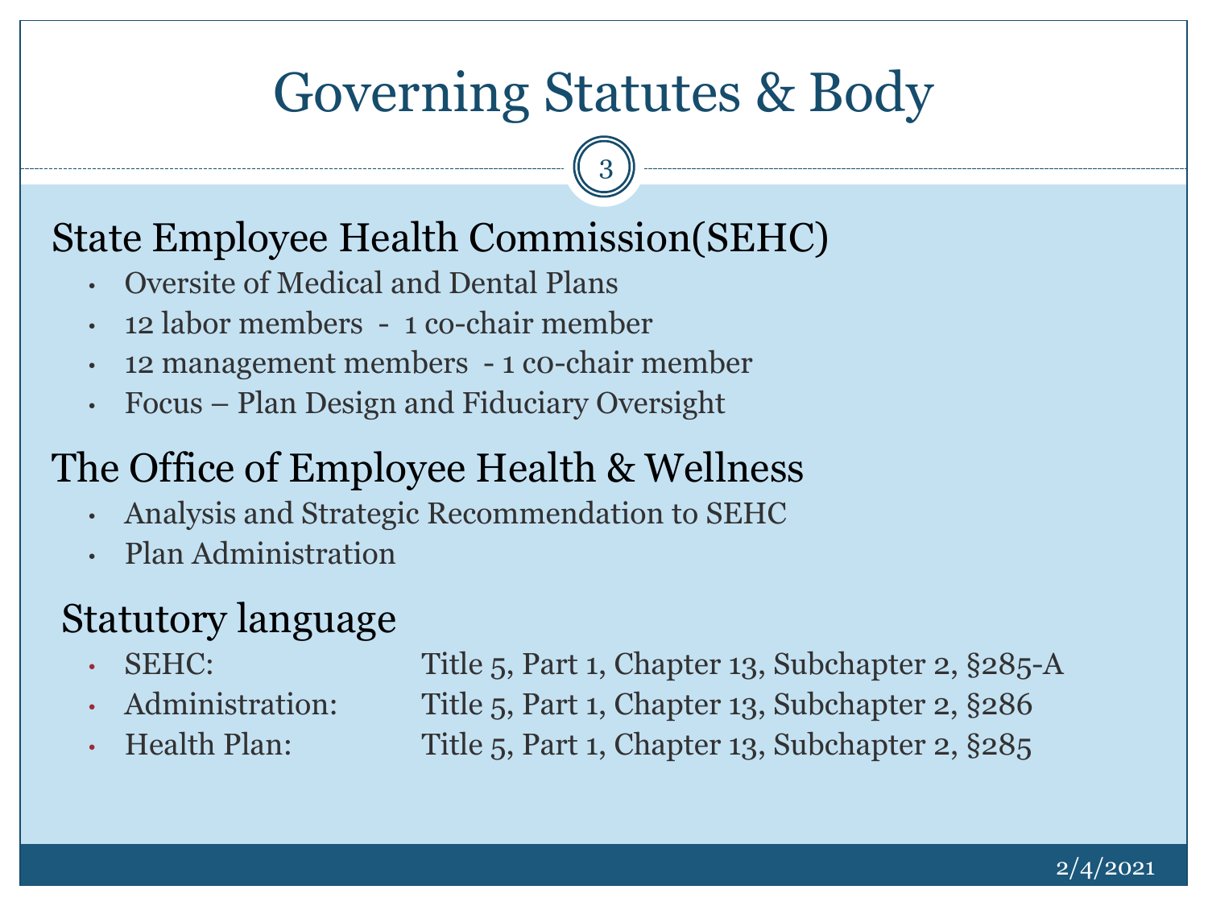# Governing Statutes & Body

## State Employee Health Commission(SEHC)

- Oversite of Medical and Dental Plans
- 12 labor members - 1 co-chair member
- 12 management members - 1 co-chair member
- Focus – Plan Design and Fiduciary Oversight

## The Office of Employee Health & Wellness

- Analysis and Strategic Recommendation to SEHC
- Plan Administration

## Statutory language

- SEHC: Title 5, Part 1, Chapter 13, Subchapter 2, §285-A
- Administration: Title 5, Part 1, Chapter 13, Subchapter 2, §286
- Health Plan: Title 5, Part 1, Chapter 13, Subchapter 2, §285

2/4/2021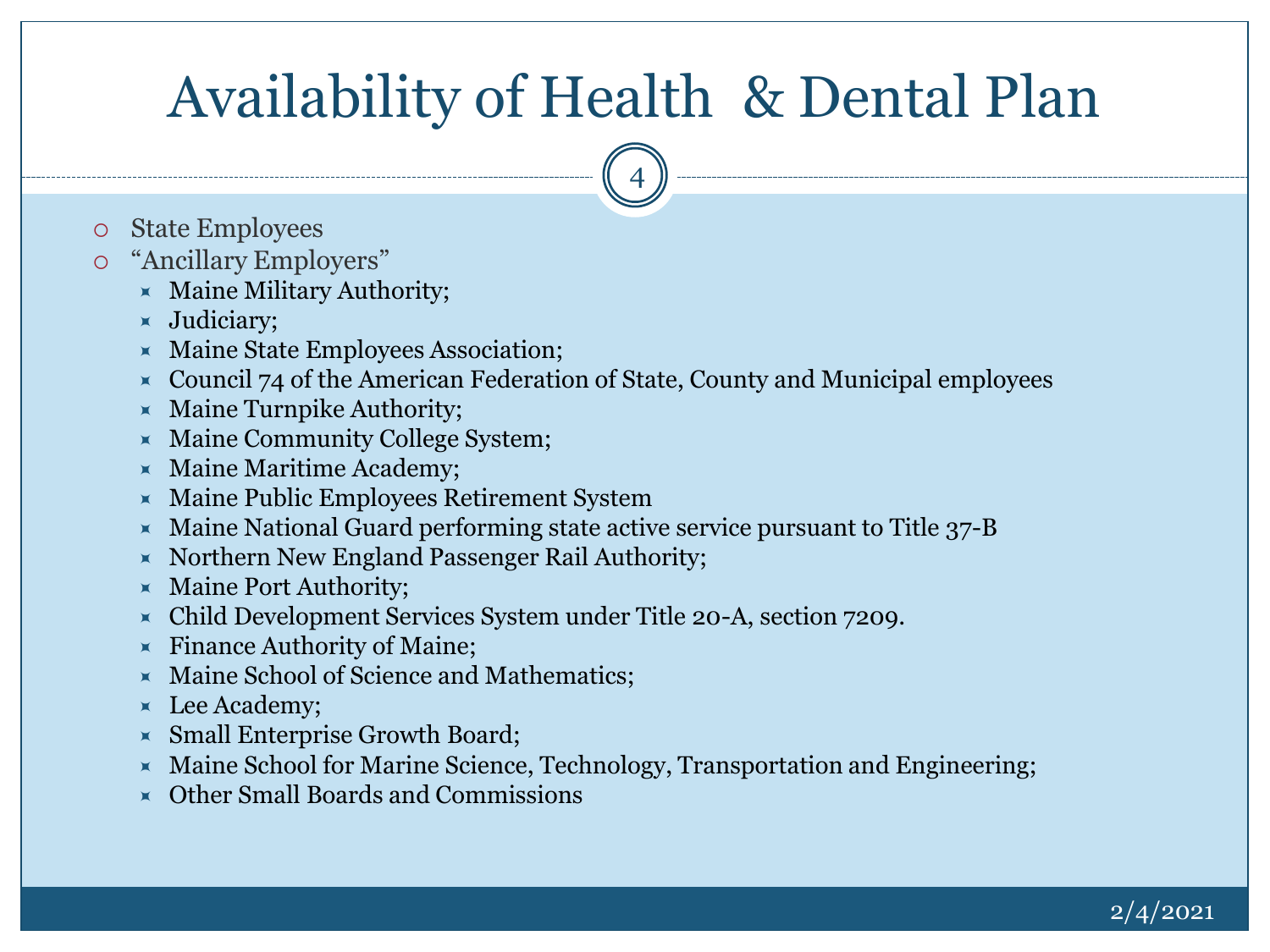# Availability of Health & Dental Plan

- State Employees
- "Ancillary Employers"
  - Maine Military Authority;
  - Judiciary;
  - Maine State Employees Association;
  - Council 74 of the American Federation of State, County and Municipal employees
  - Maine Turnpike Authority;
  - Maine Community College System;
  - Maine Maritime Academy;
  - Maine Public Employees Retirement System
  - Maine National Guard performing state active service pursuant to Title 37-B
  - Northern New England Passenger Rail Authority;
  - Maine Port Authority;
  - Child Development Services System under Title 20-A, section 7209.
  - Finance Authority of Maine;
  - Maine School of Science and Mathematics;
  - Lee Academy;
  - Small Enterprise Growth Board;
  - Maine School for Marine Science, Technology, Transportation and Engineering;
  - Other Small Boards and Commissions

2/4/2021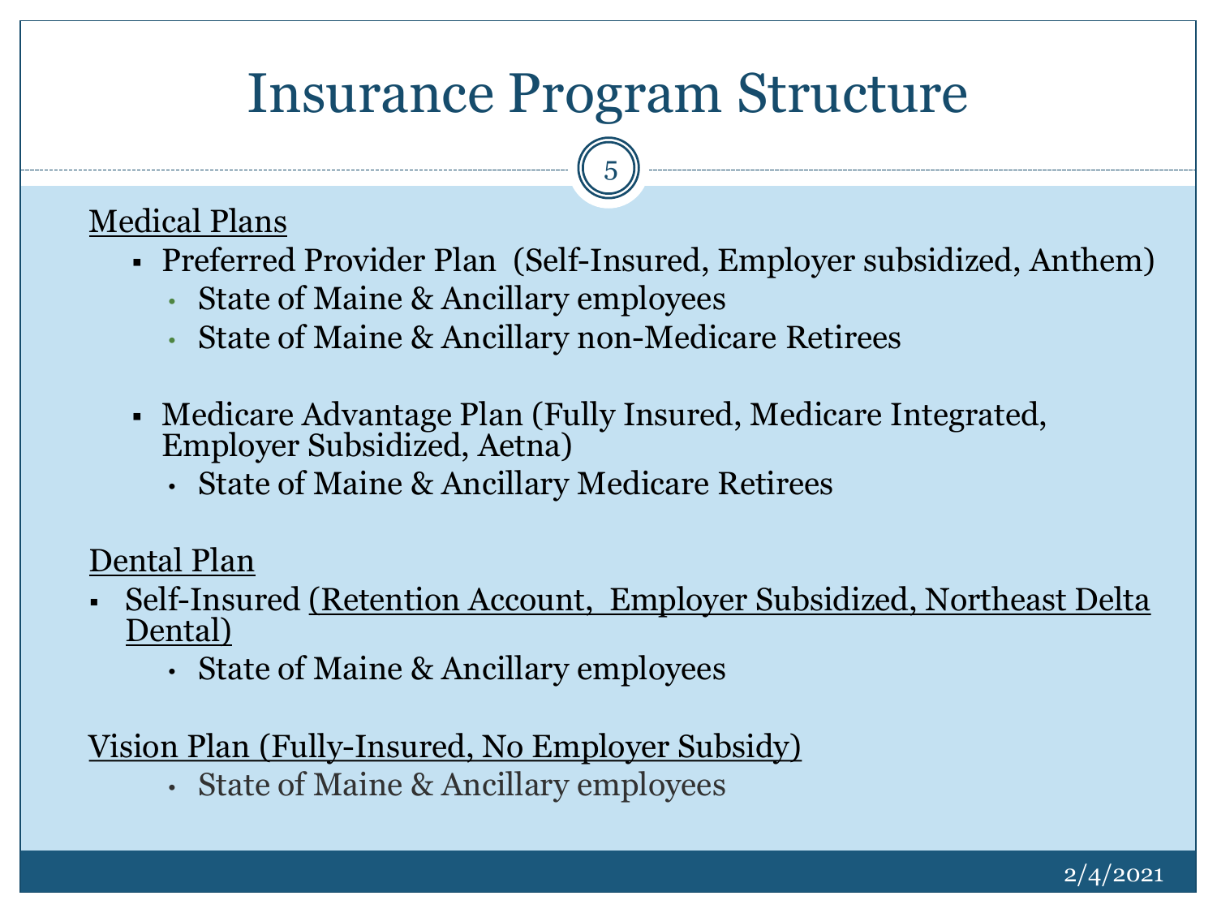# Insurance Program Structure

<u>Medical Plans</u>

- Preferred Provider Plan (Self-Insured, Employer subsidized, Anthem)
  - State of Maine & Ancillary employees
  - State of Maine & Ancillary non-Medicare Retirees

- Medicare Advantage Plan (Fully Insured, Medicare Integrated, Employer Subsidized, Aetna)
  - State of Maine & Ancillary Medicare Retirees

<u>Dental Plan</u>

- Self-Insured <u>(Retention Account, Employer Subsidized, Northeast Delta Dental)</u>
  - State of Maine & Ancillary employees

<u>Vision Plan (Fully-Insured, No Employer Subsidy)</u>

- State of Maine & Ancillary employees

2/4/2021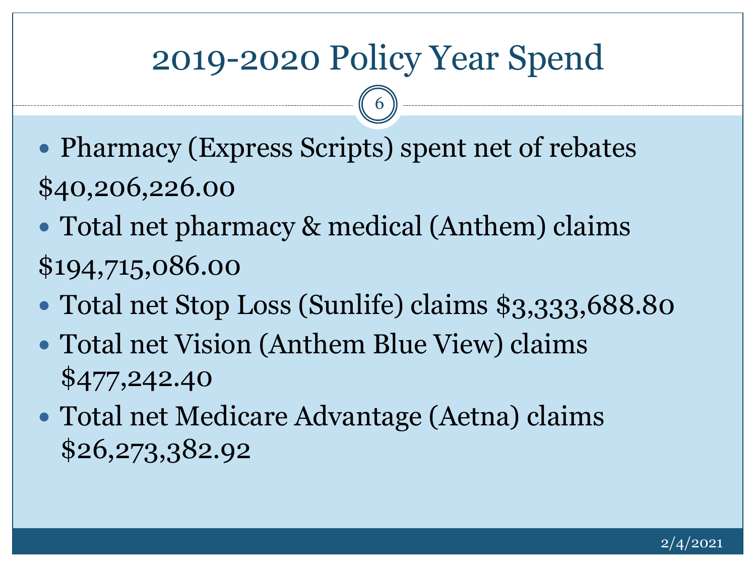# 2019-2020 Policy Year Spend

- Pharmacy (Express Scripts) spent net of rebates

$40,206,226.00

- Total net pharmacy & medical (Anthem) claims

$194,715,086.00

- Total net Stop Loss (Sunlife) claims $3,333,688.80
- Total net Vision (Anthem Blue View) claims $477,242.40
- Total net Medicare Advantage (Aetna) claims $26,273,382.92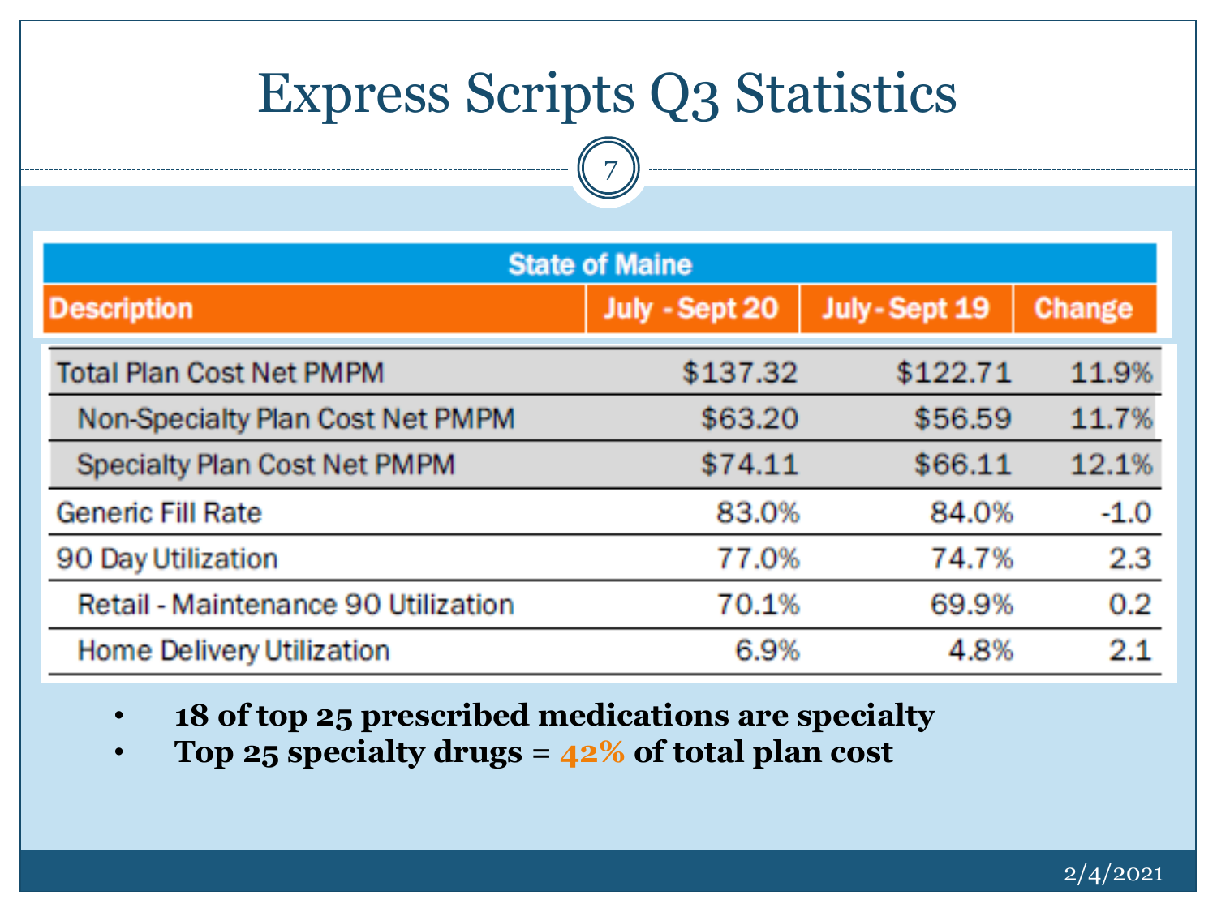# Express Scripts Q3 Statistics

| State of Maine | | | |
|---|---|---|---|
| **Description** | **July - Sept 20** | **July - Sept 19** | **Change** |
| Total Plan Cost Net PMPM | $137.32 | $122.71 | 11.9% |
| Non-Specialty Plan Cost Net PMPM | $63.20 | $56.59 | 11.7% |
| Specialty Plan Cost Net PMPM | $74.11 | $66.11 | 12.1% |
| Generic Fill Rate | 83.0% | 84.0% | -1.0 |
| 90 Day Utilization | 77.0% | 74.7% | 2.3 |
| Retail - Maintenance 90 Utilization | 70.1% | 69.9% | 0.2 |
| Home Delivery Utilization | 6.9% | 4.8% | 2.1 |

- **18 of top 25 prescribed medications are specialty**
- **Top 25 specialty drugs = 42% of total plan cost**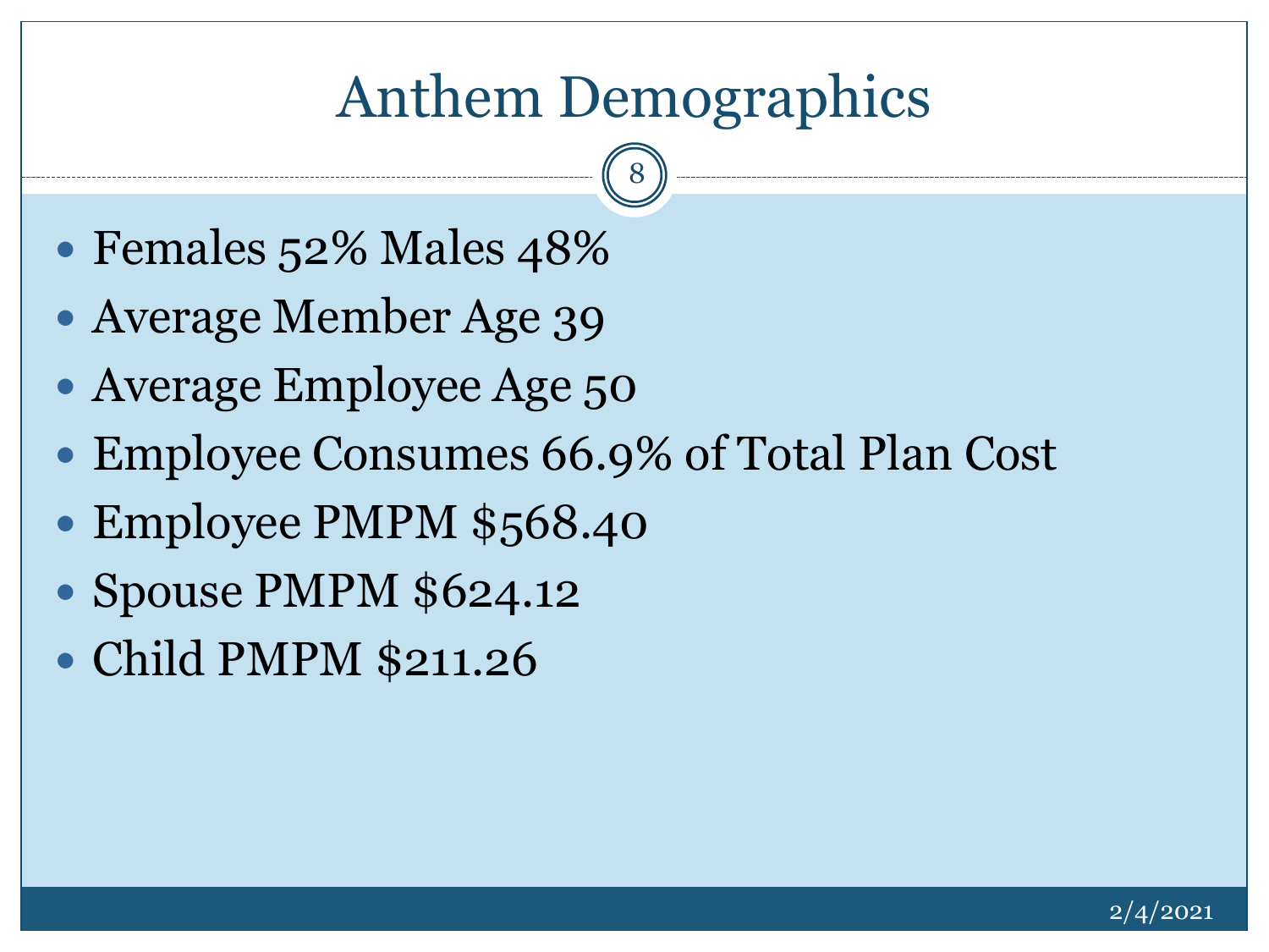# Anthem Demographics

- Females 52% Males 48%
- Average Member Age 39
- Average Employee Age 50
- Employee Consumes 66.9% of Total Plan Cost
- Employee PMPM $568.40
- Spouse PMPM $624.12
- Child PMPM $211.26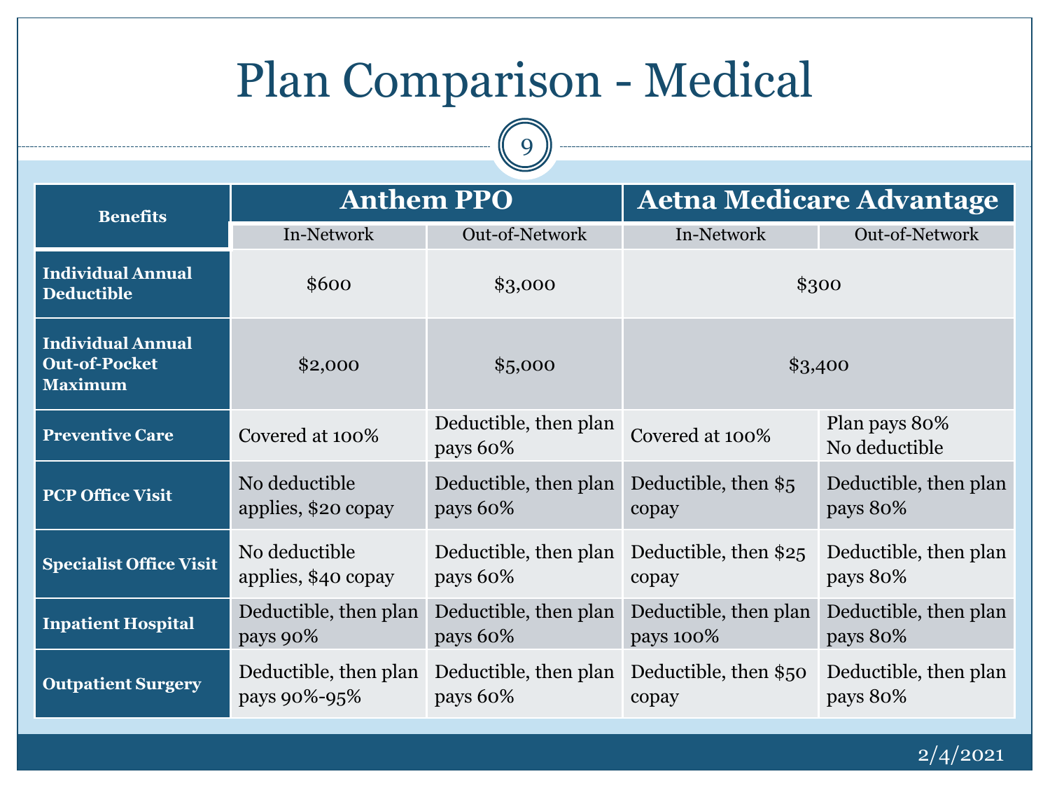# Plan Comparison - Medical

| Benefits | Anthem PPO | | Aetna Medicare Advantage | |
|---|---|---|---|---|
| | In-Network | Out-of-Network | In-Network | Out-of-Network |
| **Individual Annual Deductible** | $600 | $3,000 | $300 | |
| **Individual Annual Out-of-Pocket Maximum** | $2,000 | $5,000 | $3,400 | |
| **Preventive Care** | Covered at 100% | Deductible, then plan pays 60% | Covered at 100% | Plan pays 80% No deductible |
| **PCP Office Visit** | No deductible applies, $20 copay | Deductible, then plan pays 60% | Deductible, then $5 copay | Deductible, then plan pays 80% |
| **Specialist Office Visit** | No deductible applies, $40 copay | Deductible, then plan pays 60% | Deductible, then $25 copay | Deductible, then plan pays 80% |
| **Inpatient Hospital** | Deductible, then plan pays 90% | Deductible, then plan pays 60% | Deductible, then plan pays 100% | Deductible, then plan pays 80% |
| **Outpatient Surgery** | Deductible, then plan pays 90%-95% | Deductible, then plan pays 60% | Deductible, then $50 copay | Deductible, then plan pays 80% |

2/4/2021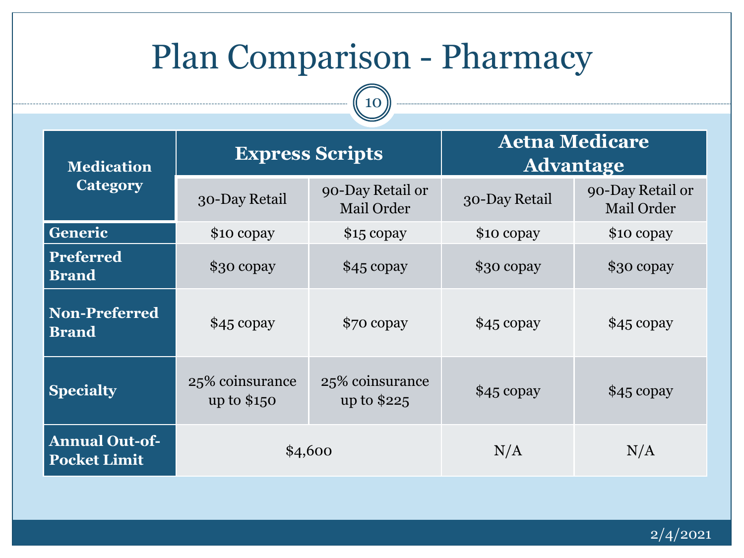# Plan Comparison - Pharmacy

| Medication Category | Express Scripts | | Aetna Medicare Advantage | |
|---|---|---|---|---|
| | 30-Day Retail | 90-Day Retail or Mail Order | 30-Day Retail | 90-Day Retail or Mail Order |
| **Generic** | $10 copay | $15 copay | $10 copay | $10 copay |
| **Preferred Brand** | $30 copay | $45 copay | $30 copay | $30 copay |
| **Non-Preferred Brand** | $45 copay | $70 copay | $45 copay | $45 copay |
| **Specialty** | 25% coinsurance up to $150 | 25% coinsurance up to $225 | $45 copay | $45 copay |
| **Annual Out-of-Pocket Limit** | $4,600 | | N/A | N/A |

2/4/2021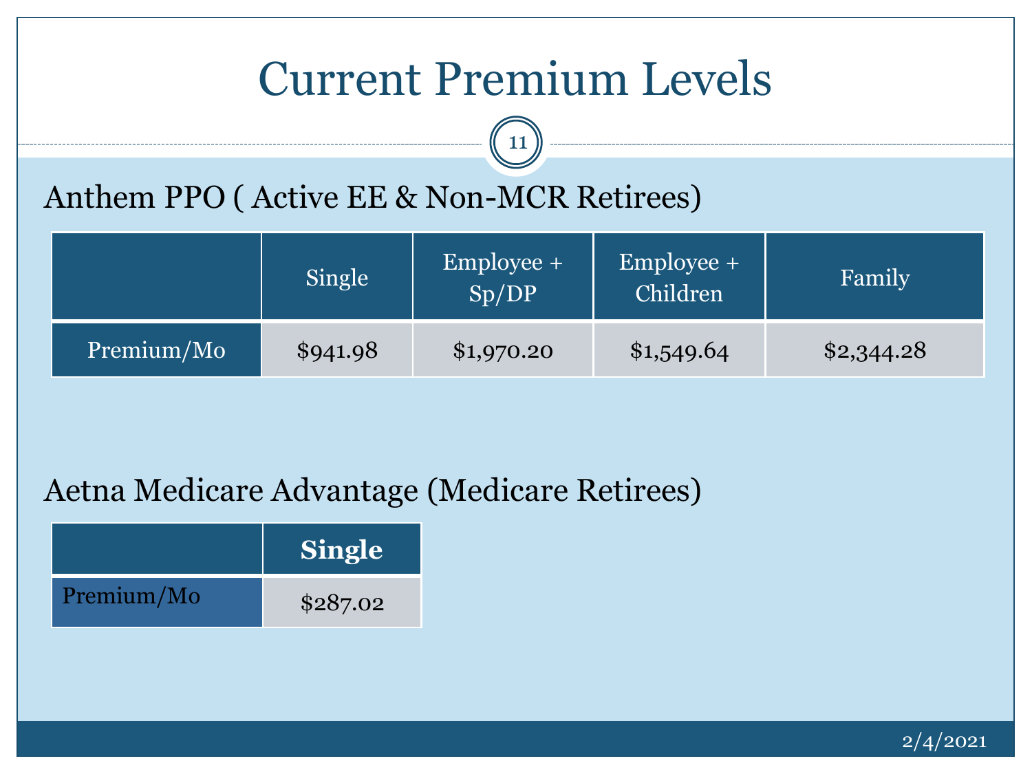# Current Premium Levels

## Anthem PPO ( Active EE & Non-MCR Retirees)

| | Single | Employee + Sp/DP | Employee + Children | Family |
|---|---|---|---|---|
| Premium/Mo | $941.98 | $1,970.20 | $1,549.64 | $2,344.28 |

## Aetna Medicare Advantage (Medicare Retirees)

| | **Single** |
|---|---|
| Premium/Mo | $287.02 |

2/4/2021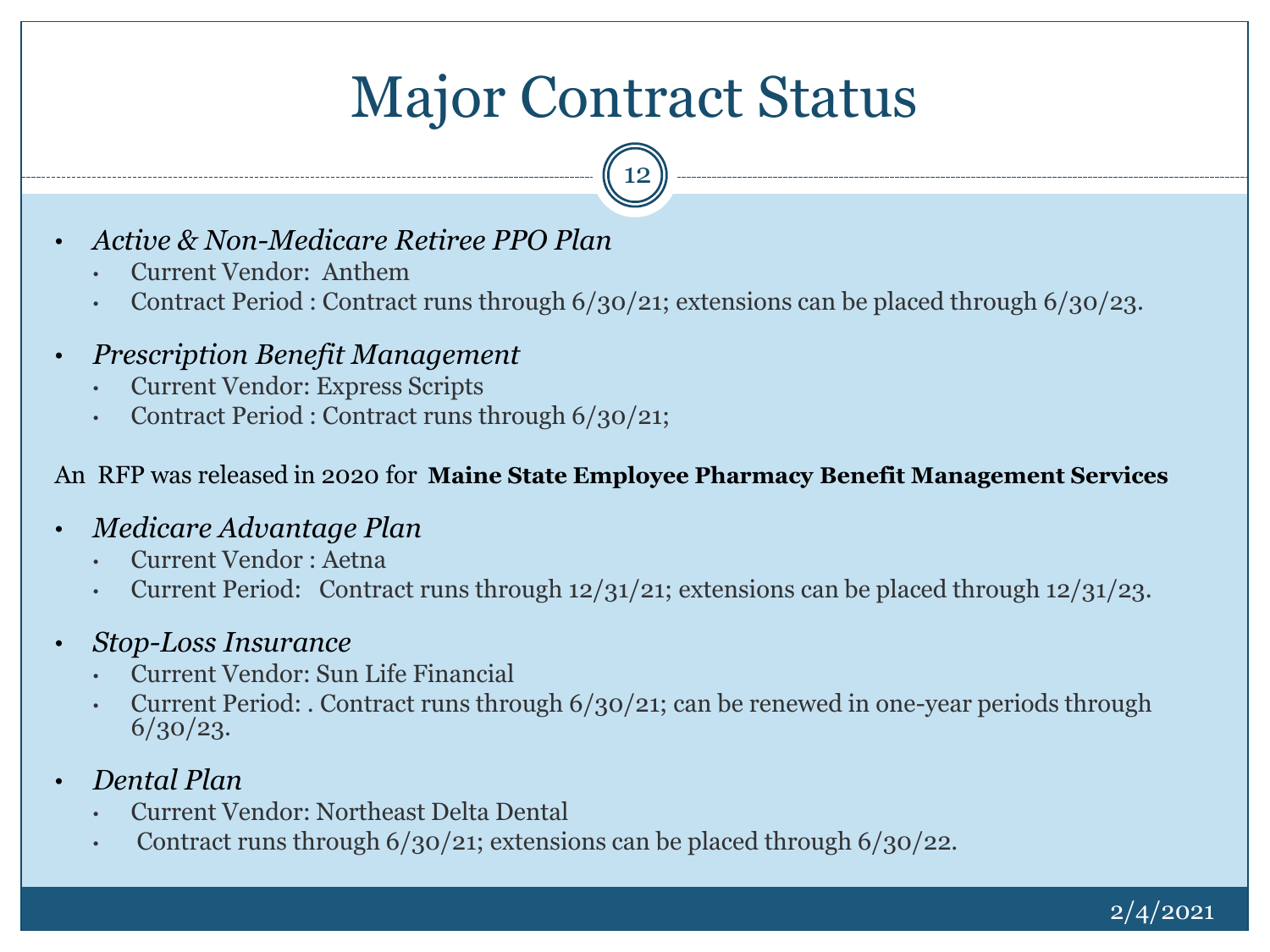# Major Contract Status

- *Active & Non-Medicare Retiree PPO Plan*
  - Current Vendor: Anthem
  - Contract Period : Contract runs through 6/30/21; extensions can be placed through 6/30/23.
- *Prescription Benefit Management*
  - Current Vendor: Express Scripts
  - Contract Period : Contract runs through 6/30/21;

An RFP was released in 2020 for **Maine State Employee Pharmacy Benefit Management Services**

- *Medicare Advantage Plan*
  - Current Vendor : Aetna
  - Current Period: Contract runs through 12/31/21; extensions can be placed through 12/31/23.
- *Stop-Loss Insurance*
  - Current Vendor: Sun Life Financial
  - Current Period: . Contract runs through 6/30/21; can be renewed in one-year periods through 6/30/23.
- *Dental Plan*
  - Current Vendor: Northeast Delta Dental
  - Contract runs through 6/30/21; extensions can be placed through 6/30/22.

2/4/2021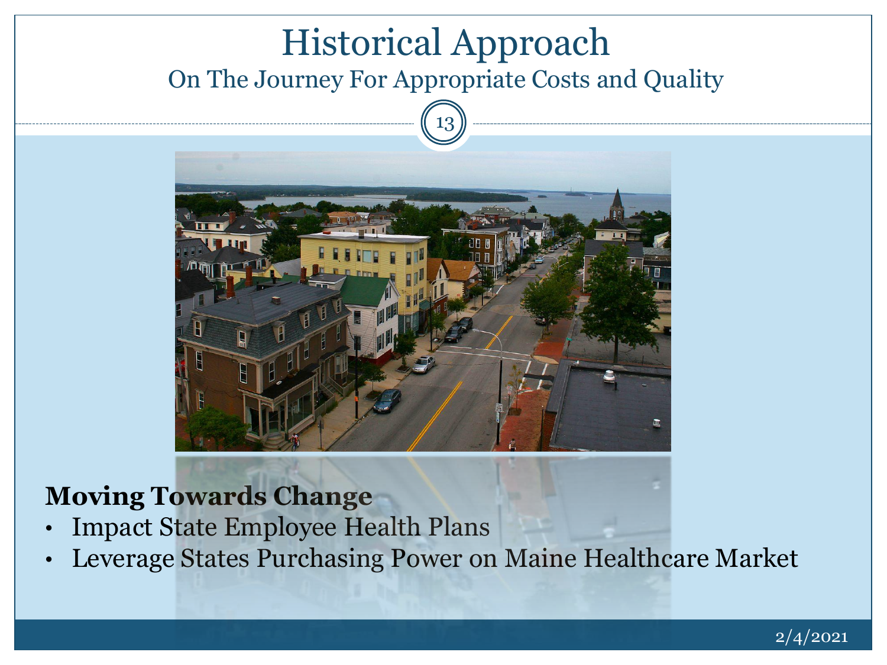# Historical Approach

## On The Journey For Appropriate Costs and Quality

**Moving Towards Change**

- Impact State Employee Health Plans
- Leverage States Purchasing Power on Maine Healthcare Market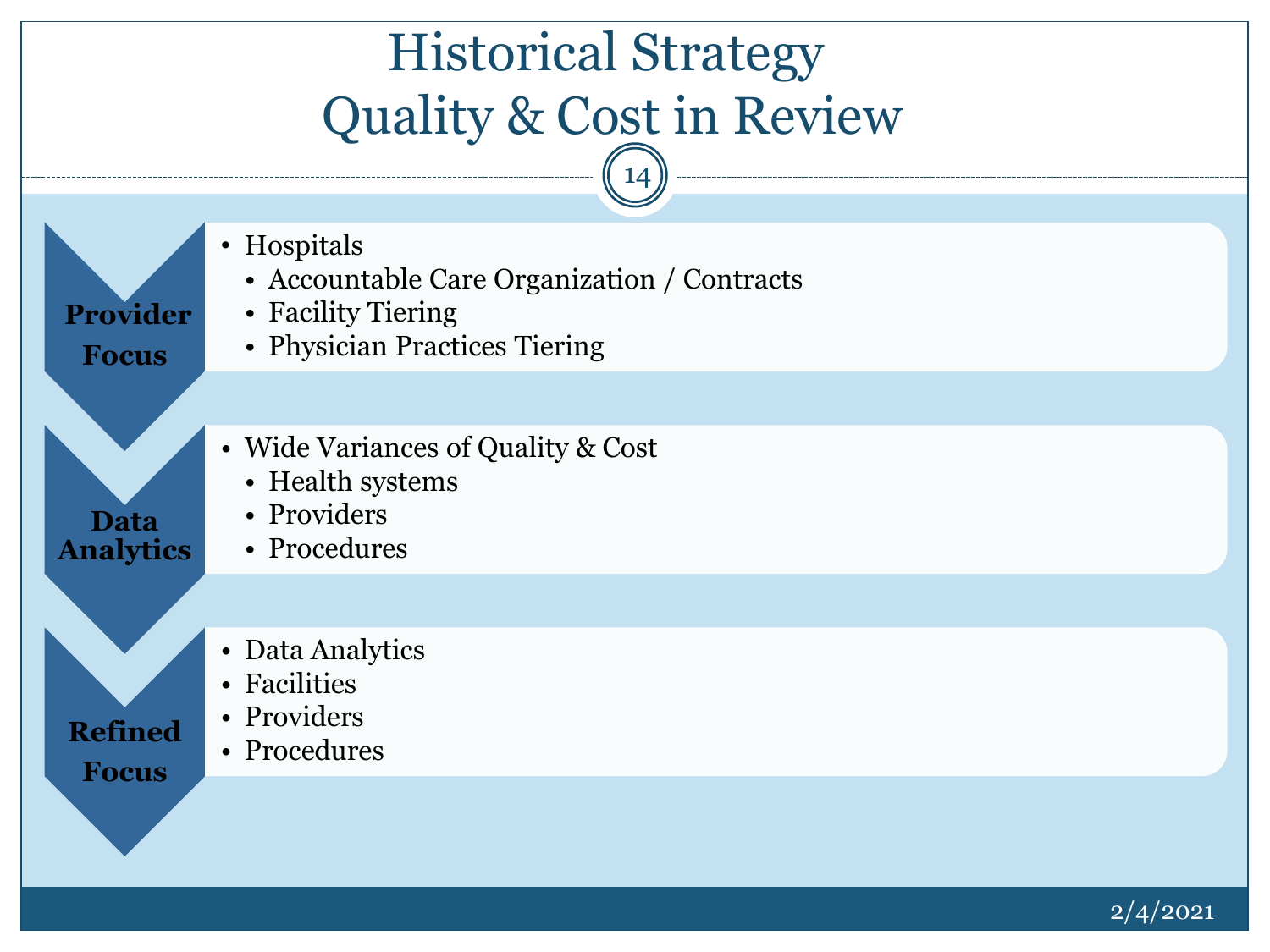# Historical Strategy
# Quality & Cost in Review

**Provider Focus**

- Hospitals
  - Accountable Care Organization / Contracts
  - Facility Tiering
  - Physician Practices Tiering

**Data Analytics**

- Wide Variances of Quality & Cost
  - Health systems
  - Providers
  - Procedures

**Refined Focus**

- Data Analytics
- Facilities
- Providers
- Procedures

2/4/2021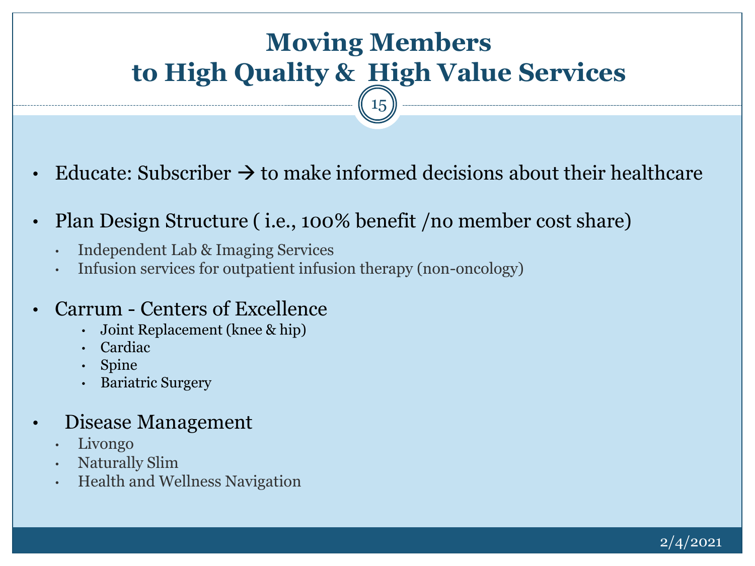# Moving Members to High Quality & High Value Services

- Educate: Subscriber → to make informed decisions about their healthcare
- Plan Design Structure ( i.e., 100% benefit /no member cost share)
  - Independent Lab & Imaging Services
  - Infusion services for outpatient infusion therapy (non-oncology)
- Carrum - Centers of Excellence
  - Joint Replacement (knee & hip)
  - Cardiac
  - Spine
  - Bariatric Surgery
- Disease Management
  - Livongo
  - Naturally Slim
  - Health and Wellness Navigation

2/4/2021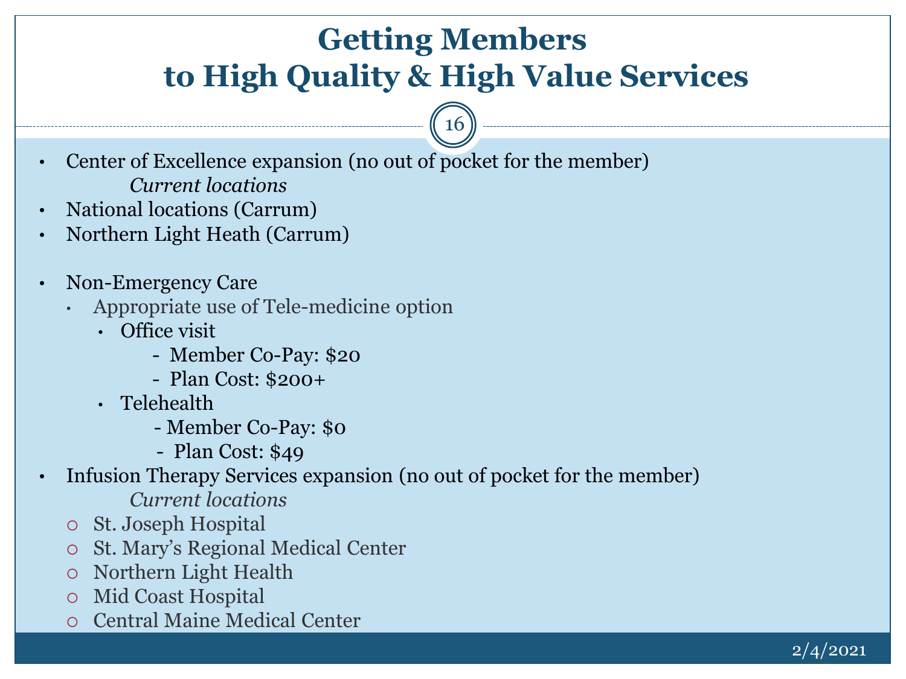# Getting Members to High Quality & High Value Services

- Center of Excellence expansion (no out of pocket for the member)
  *Current locations*
- National locations (Carrum)
- Northern Light Heath (Carrum)

- Non-Emergency Care
  - Appropriate use of Tele-medicine option
    - Office visit
      - Member Co-Pay: $20
      - Plan Cost: $200+
    - Telehealth
      - Member Co-Pay: $0
      - Plan Cost: $49
- Infusion Therapy Services expansion (no out of pocket for the member)
  *Current locations*
  - St. Joseph Hospital
  - St. Mary's Regional Medical Center
  - Northern Light Health
  - Mid Coast Hospital
  - Central Maine Medical Center

2/4/2021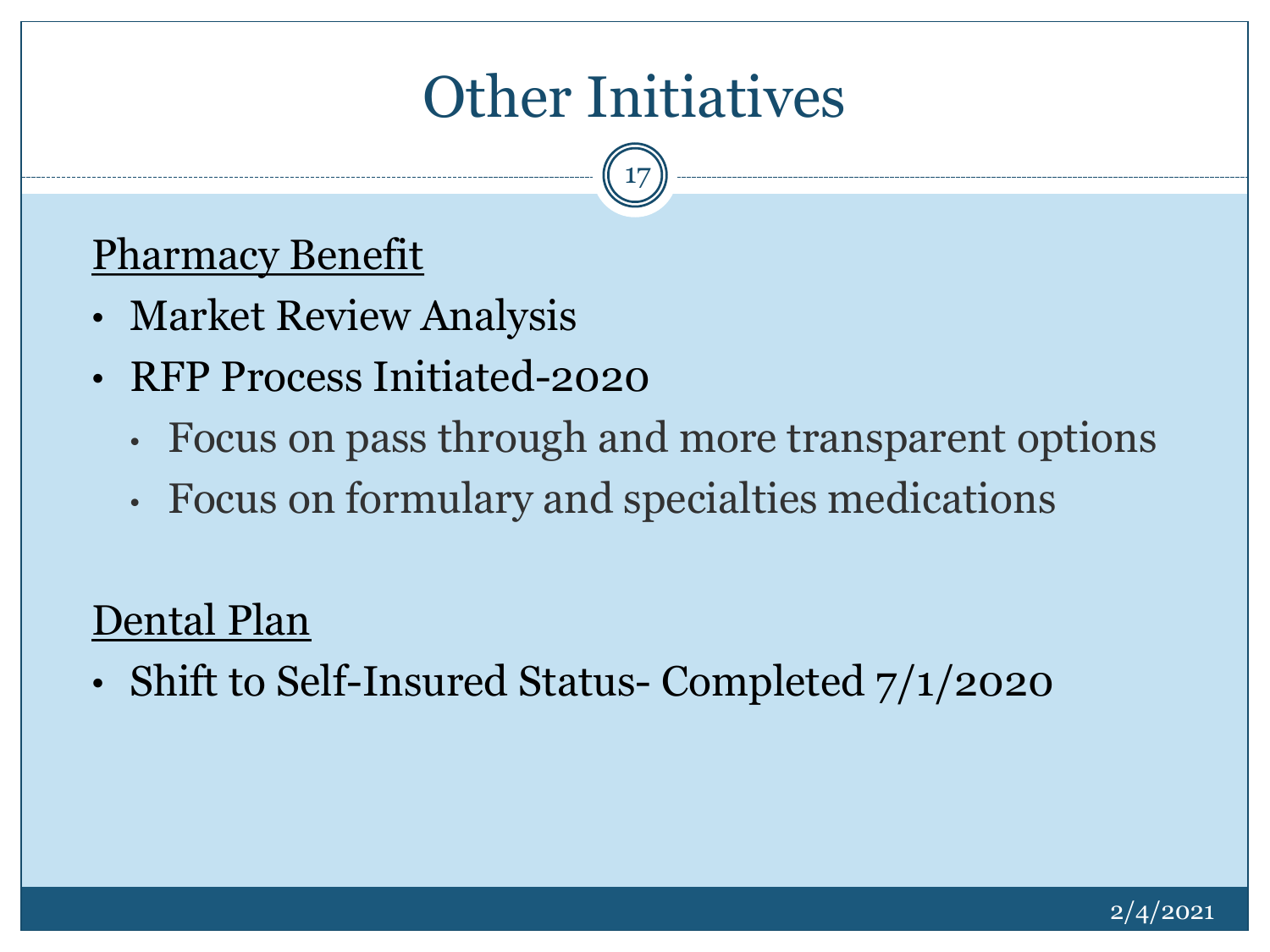# Other Initiatives

Pharmacy Benefit

- Market Review Analysis
- RFP Process Initiated-2020
  - Focus on pass through and more transparent options
  - Focus on formulary and specialties medications

Dental Plan

- Shift to Self-Insured Status- Completed 7/1/2020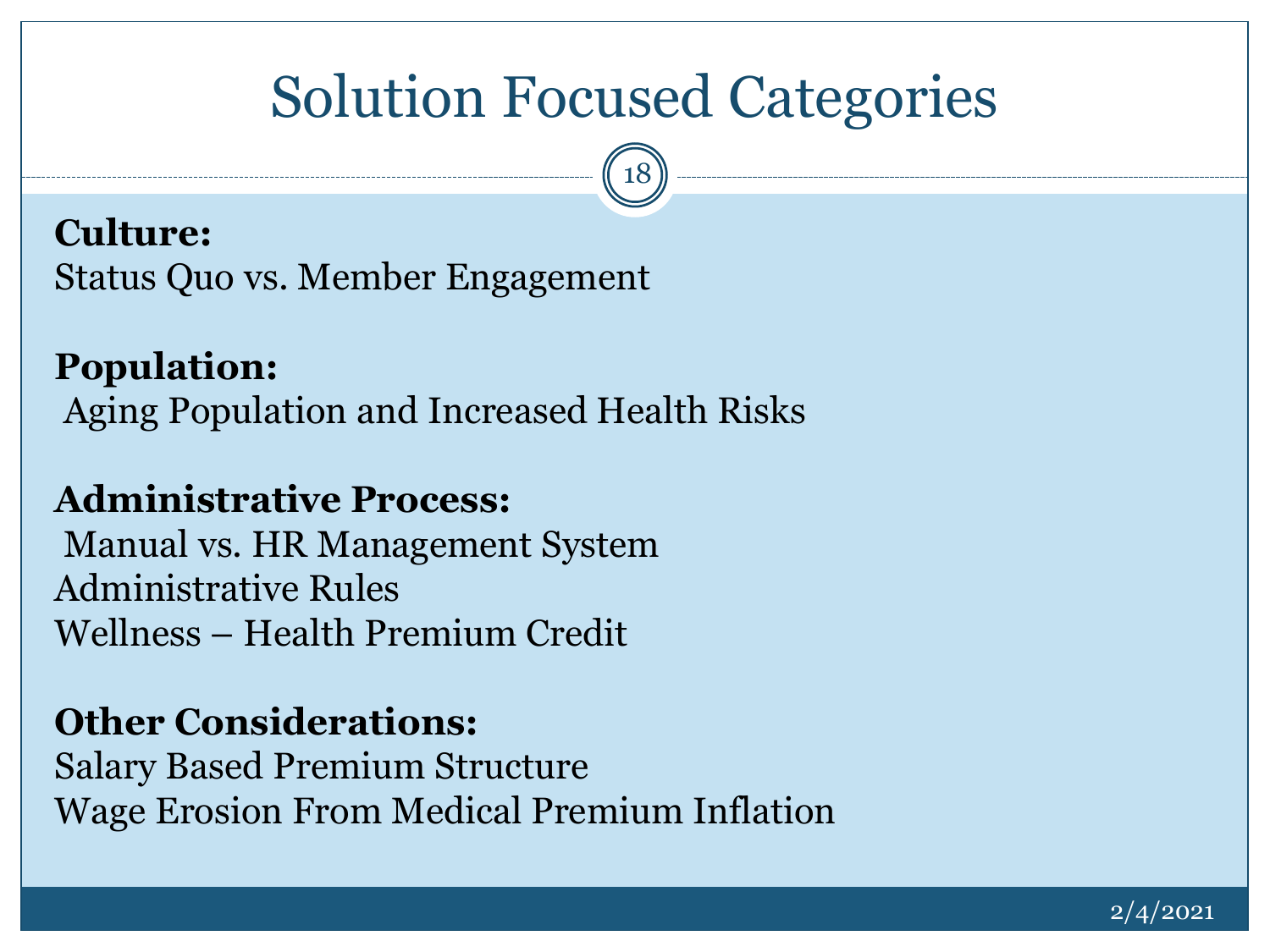# Solution Focused Categories

**Culture:**
Status Quo vs. Member Engagement

**Population:**
Aging Population and Increased Health Risks

**Administrative Process:**
Manual vs. HR Management System
Administrative Rules
Wellness – Health Premium Credit

**Other Considerations:**
Salary Based Premium Structure
Wage Erosion From Medical Premium Inflation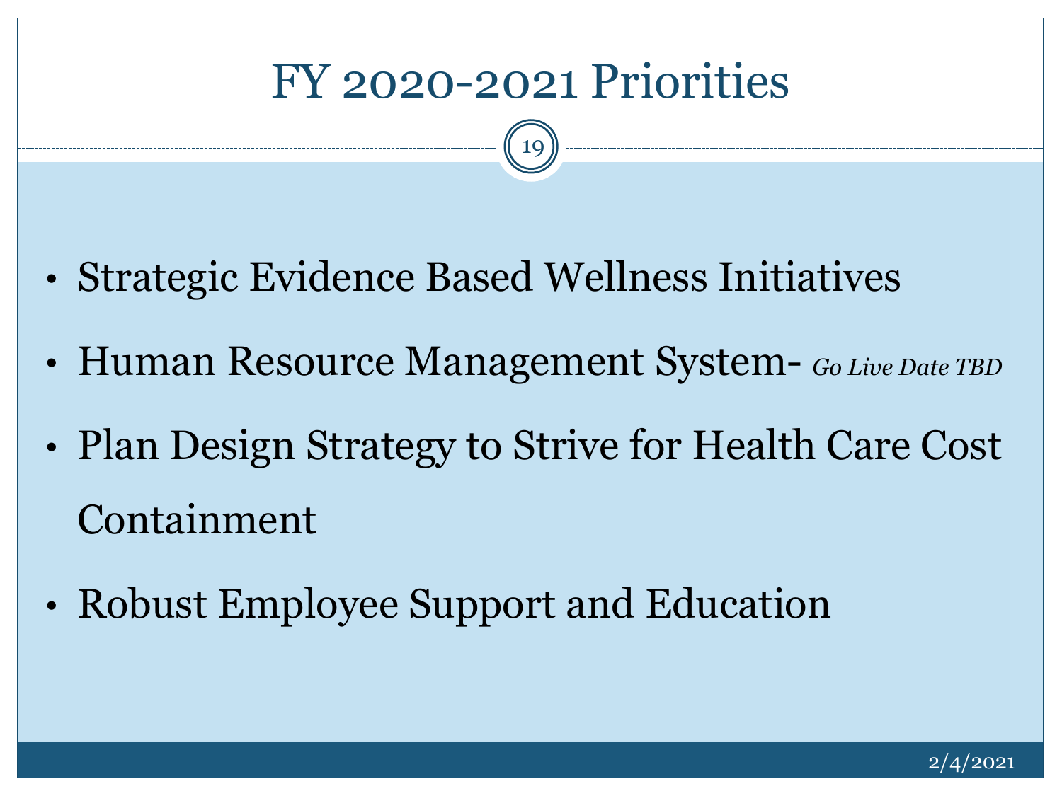# FY 2020-2021 Priorities

- Strategic Evidence Based Wellness Initiatives
- Human Resource Management System- *Go Live Date TBD*
- Plan Design Strategy to Strive for Health Care Cost Containment
- Robust Employee Support and Education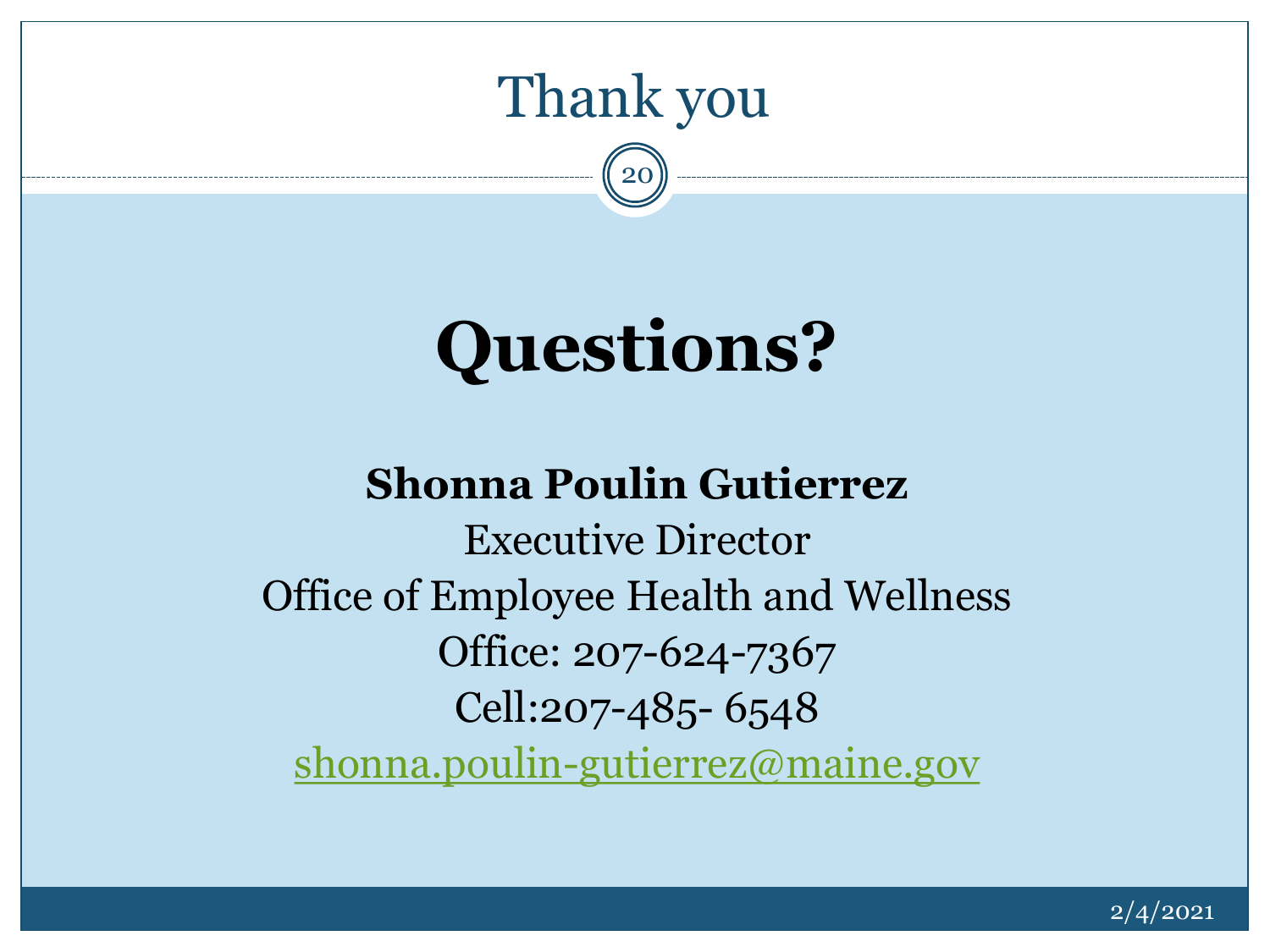# Thank you

## Questions?

**Shonna Poulin Gutierrez**

Executive Director

Office of Employee Health and Wellness

Office: 207-624-7367

Cell:207-485- 6548

shonna.poulin-gutierrez@maine.gov